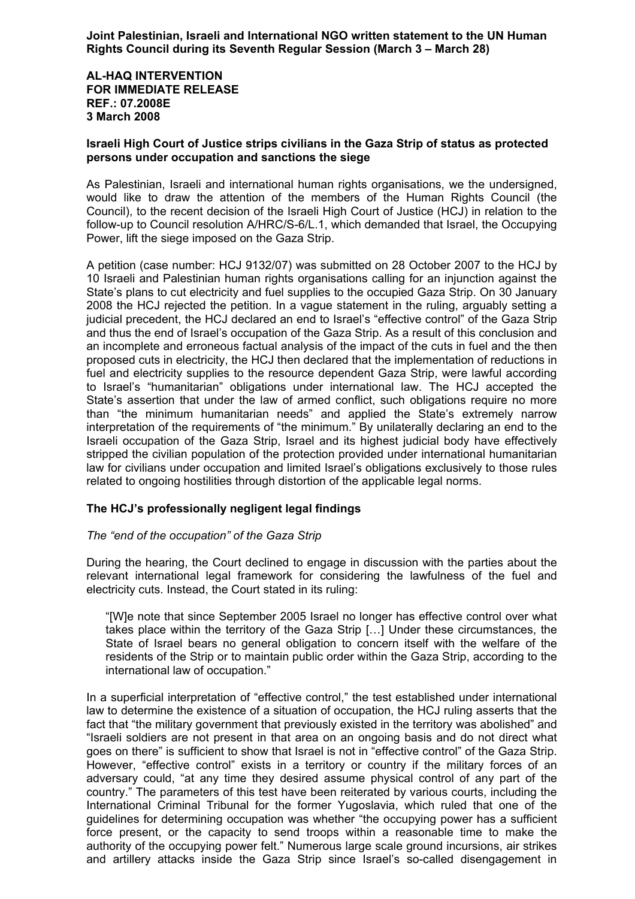**Joint Palestinian, Israeli and International NGO written statement to the UN Human Rights Council during its Seventh Regular Session (March 3 – March 28)**

**AL-HAQ INTERVENTION**
**FOR IMMEDIATE RELEASE**
**REF.: 07.2008E**
**3 March 2008**

**Israeli High Court of Justice strips civilians in the Gaza Strip of status as protected persons under occupation and sanctions the siege**

As Palestinian, Israeli and international human rights organisations, we the undersigned, would like to draw the attention of the members of the Human Rights Council (the Council), to the recent decision of the Israeli High Court of Justice (HCJ) in relation to the follow-up to Council resolution A/HRC/S-6/L.1, which demanded that Israel, the Occupying Power, lift the siege imposed on the Gaza Strip.

A petition (case number: HCJ 9132/07) was submitted on 28 October 2007 to the HCJ by 10 Israeli and Palestinian human rights organisations calling for an injunction against the State's plans to cut electricity and fuel supplies to the occupied Gaza Strip. On 30 January 2008 the HCJ rejected the petition. In a vague statement in the ruling, arguably setting a judicial precedent, the HCJ declared an end to Israel's "effective control" of the Gaza Strip and thus the end of Israel's occupation of the Gaza Strip. As a result of this conclusion and an incomplete and erroneous factual analysis of the impact of the cuts in fuel and the then proposed cuts in electricity, the HCJ then declared that the implementation of reductions in fuel and electricity supplies to the resource dependent Gaza Strip, were lawful according to Israel's "humanitarian" obligations under international law. The HCJ accepted the State's assertion that under the law of armed conflict, such obligations require no more than "the minimum humanitarian needs" and applied the State's extremely narrow interpretation of the requirements of "the minimum." By unilaterally declaring an end to the Israeli occupation of the Gaza Strip, Israel and its highest judicial body have effectively stripped the civilian population of the protection provided under international humanitarian law for civilians under occupation and limited Israel's obligations exclusively to those rules related to ongoing hostilities through distortion of the applicable legal norms.

**The HCJ's professionally negligent legal findings**

*The "end of the occupation" of the Gaza Strip*

During the hearing, the Court declined to engage in discussion with the parties about the relevant international legal framework for considering the lawfulness of the fuel and electricity cuts. Instead, the Court stated in its ruling:

> "[W]e note that since September 2005 Israel no longer has effective control over what takes place within the territory of the Gaza Strip […] Under these circumstances, the State of Israel bears no general obligation to concern itself with the welfare of the residents of the Strip or to maintain public order within the Gaza Strip, according to the international law of occupation."

In a superficial interpretation of "effective control," the test established under international law to determine the existence of a situation of occupation, the HCJ ruling asserts that the fact that "the military government that previously existed in the territory was abolished" and "Israeli soldiers are not present in that area on an ongoing basis and do not direct what goes on there" is sufficient to show that Israel is not in "effective control" of the Gaza Strip. However, "effective control" exists in a territory or country if the military forces of an adversary could, "at any time they desired assume physical control of any part of the country." The parameters of this test have been reiterated by various courts, including the International Criminal Tribunal for the former Yugoslavia, which ruled that one of the guidelines for determining occupation was whether "the occupying power has a sufficient force present, or the capacity to send troops within a reasonable time to make the authority of the occupying power felt." Numerous large scale ground incursions, air strikes and artillery attacks inside the Gaza Strip since Israel's so-called disengagement in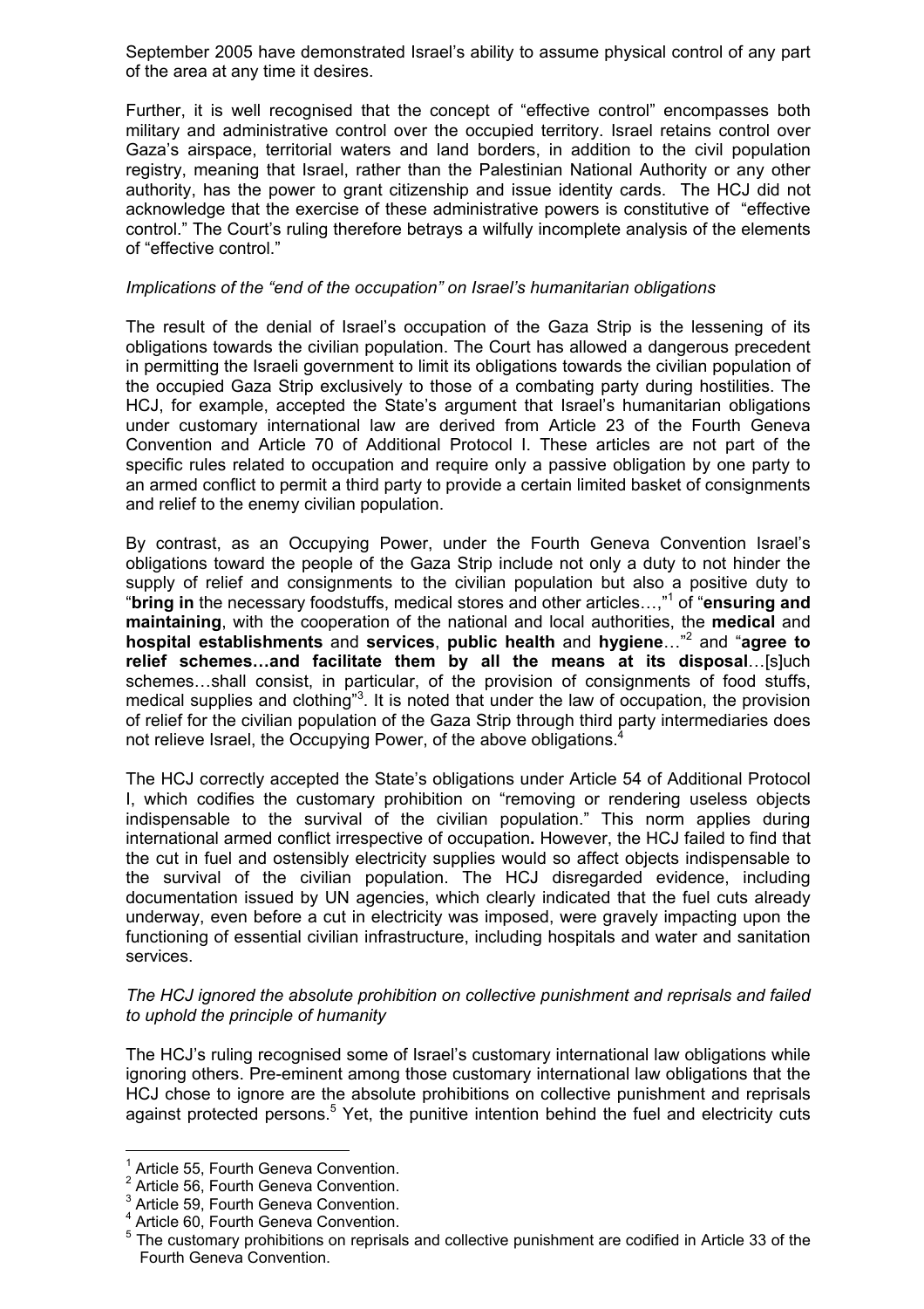September 2005 have demonstrated Israel's ability to assume physical control of any part of the area at any time it desires.

Further, it is well recognised that the concept of "effective control" encompasses both military and administrative control over the occupied territory. Israel retains control over Gaza's airspace, territorial waters and land borders, in addition to the civil population registry, meaning that Israel, rather than the Palestinian National Authority or any other authority, has the power to grant citizenship and issue identity cards. The HCJ did not acknowledge that the exercise of these administrative powers is constitutive of "effective control." The Court's ruling therefore betrays a wilfully incomplete analysis of the elements of "effective control."

*Implications of the "end of the occupation" on Israel's humanitarian obligations*

The result of the denial of Israel's occupation of the Gaza Strip is the lessening of its obligations towards the civilian population. The Court has allowed a dangerous precedent in permitting the Israeli government to limit its obligations towards the civilian population of the occupied Gaza Strip exclusively to those of a combating party during hostilities. The HCJ, for example, accepted the State's argument that Israel's humanitarian obligations under customary international law are derived from Article 23 of the Fourth Geneva Convention and Article 70 of Additional Protocol I. These articles are not part of the specific rules related to occupation and require only a passive obligation by one party to an armed conflict to permit a third party to provide a certain limited basket of consignments and relief to the enemy civilian population.

By contrast, as an Occupying Power, under the Fourth Geneva Convention Israel's obligations toward the people of the Gaza Strip include not only a duty to not hinder the supply of relief and consignments to the civilian population but also a positive duty to "**bring in** the necessary foodstuffs, medical stores and other articles…,"[1] of "**ensuring and maintaining**, with the cooperation of the national and local authorities, the **medical** and **hospital establishments** and **services**, **public health** and **hygiene**…"[2] and "**agree to relief schemes…and facilitate them by all the means at its disposal**…[s]uch schemes…shall consist, in particular, of the provision of consignments of food stuffs, medical supplies and clothing"[3]. It is noted that under the law of occupation, the provision of relief for the civilian population of the Gaza Strip through third party intermediaries does not relieve Israel, the Occupying Power, of the above obligations.[4]

The HCJ correctly accepted the State's obligations under Article 54 of Additional Protocol I, which codifies the customary prohibition on "removing or rendering useless objects indispensable to the survival of the civilian population." This norm applies during international armed conflict irrespective of occupation. However, the HCJ failed to find that the cut in fuel and ostensibly electricity supplies would so affect objects indispensable to the survival of the civilian population. The HCJ disregarded evidence, including documentation issued by UN agencies, which clearly indicated that the fuel cuts already underway, even before a cut in electricity was imposed, were gravely impacting upon the functioning of essential civilian infrastructure, including hospitals and water and sanitation services.

*The HCJ ignored the absolute prohibition on collective punishment and reprisals and failed to uphold the principle of humanity*

The HCJ's ruling recognised some of Israel's customary international law obligations while ignoring others. Pre-eminent among those customary international law obligations that the HCJ chose to ignore are the absolute prohibitions on collective punishment and reprisals against protected persons.[5] Yet, the punitive intention behind the fuel and electricity cuts

---

[1] Article 55, Fourth Geneva Convention.
[2] Article 56, Fourth Geneva Convention.
[3] Article 59, Fourth Geneva Convention.
[4] Article 60, Fourth Geneva Convention.
[5] The customary prohibitions on reprisals and collective punishment are codified in Article 33 of the Fourth Geneva Convention.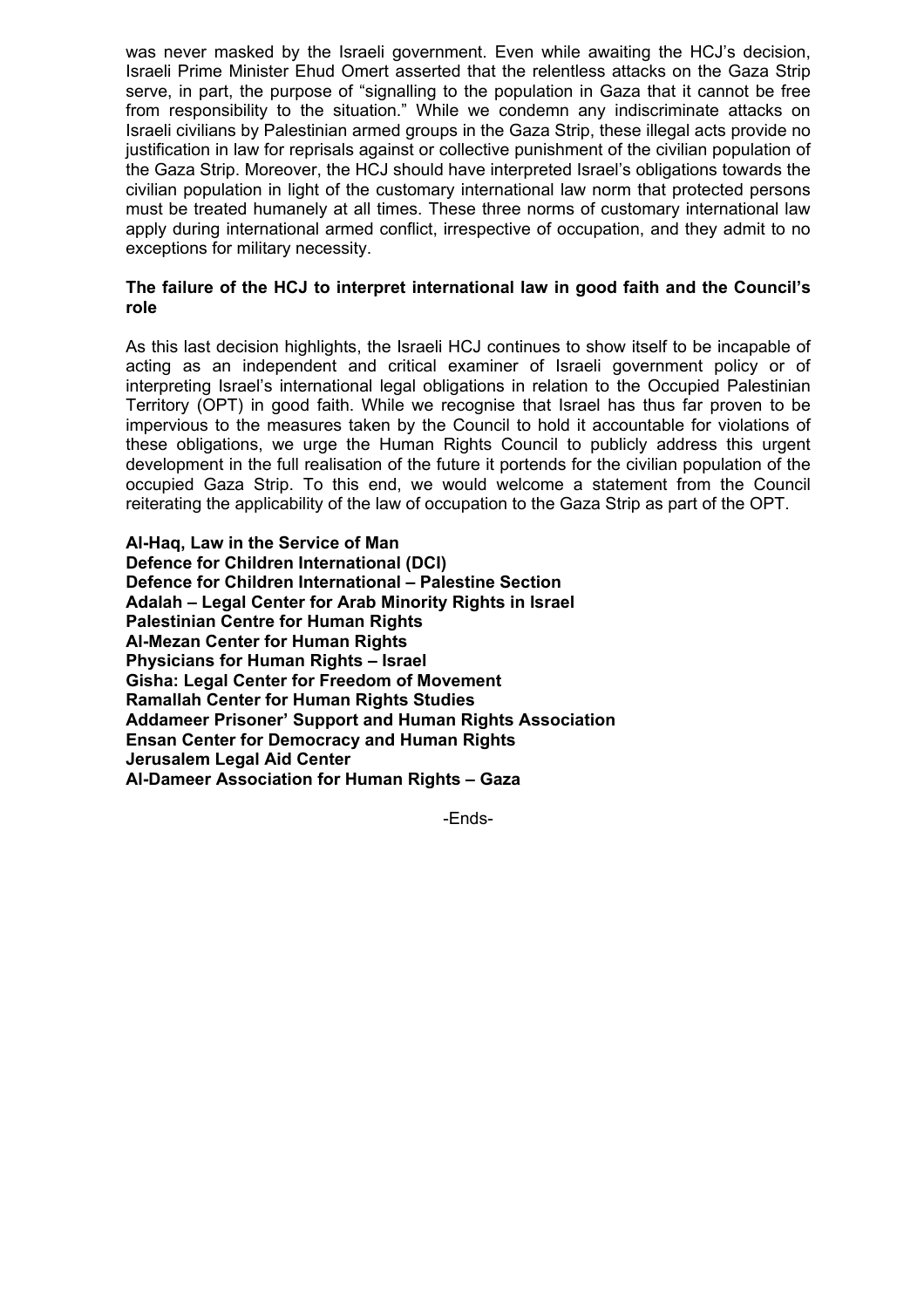was never masked by the Israeli government. Even while awaiting the HCJ's decision, Israeli Prime Minister Ehud Omert asserted that the relentless attacks on the Gaza Strip serve, in part, the purpose of "signalling to the population in Gaza that it cannot be free from responsibility to the situation." While we condemn any indiscriminate attacks on Israeli civilians by Palestinian armed groups in the Gaza Strip, these illegal acts provide no justification in law for reprisals against or collective punishment of the civilian population of the Gaza Strip. Moreover, the HCJ should have interpreted Israel's obligations towards the civilian population in light of the customary international law norm that protected persons must be treated humanely at all times. These three norms of customary international law apply during international armed conflict, irrespective of occupation, and they admit to no exceptions for military necessity.

**The failure of the HCJ to interpret international law in good faith and the Council's role**

As this last decision highlights, the Israeli HCJ continues to show itself to be incapable of acting as an independent and critical examiner of Israeli government policy or of interpreting Israel's international legal obligations in relation to the Occupied Palestinian Territory (OPT) in good faith. While we recognise that Israel has thus far proven to be impervious to the measures taken by the Council to hold it accountable for violations of these obligations, we urge the Human Rights Council to publicly address this urgent development in the full realisation of the future it portends for the civilian population of the occupied Gaza Strip. To this end, we would welcome a statement from the Council reiterating the applicability of the law of occupation to the Gaza Strip as part of the OPT.

**Al-Haq, Law in the Service of Man**
**Defence for Children International (DCI)**
**Defence for Children International – Palestine Section**
**Adalah – Legal Center for Arab Minority Rights in Israel**
**Palestinian Centre for Human Rights**
**Al-Mezan Center for Human Rights**
**Physicians for Human Rights – Israel**
**Gisha: Legal Center for Freedom of Movement**
**Ramallah Center for Human Rights Studies**
**Addameer Prisoner' Support and Human Rights Association**
**Ensan Center for Democracy and Human Rights**
**Jerusalem Legal Aid Center**
**Al-Dameer Association for Human Rights – Gaza**

-Ends-